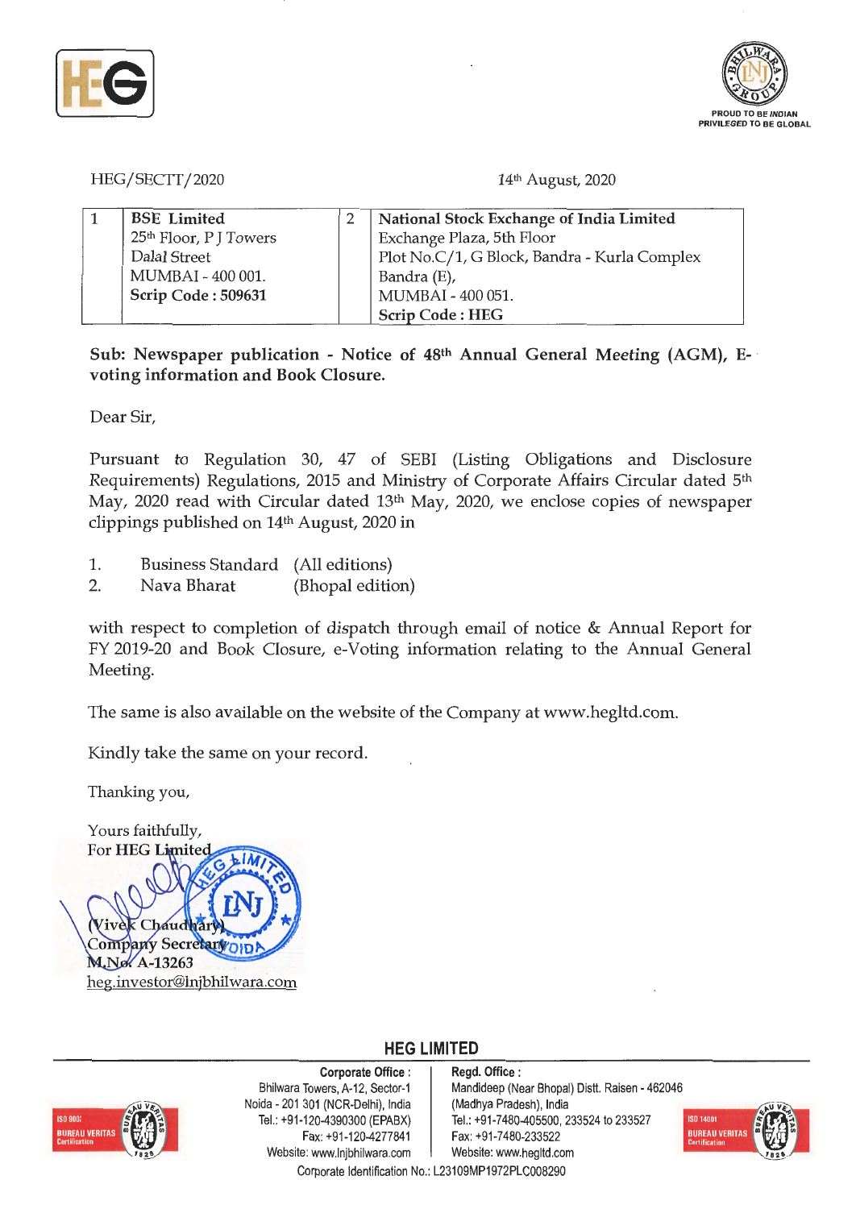HEG/SECTT/2020

14th August, 2020

| 1 | **BSE Limited**<br>25th Floor, P J Towers<br>Dalal Street<br>MUMBAI - 400 001.<br>**Scrip Code : 509631** | 2 | **National Stock Exchange of India Limited**<br>Exchange Plaza, 5th Floor<br>Plot No.C/1, G Block, Bandra - Kurla Complex<br>Bandra (E),<br>MUMBAI - 400 051.<br>**Scrip Code : HEG** |
|---|---|---|---|

**Sub: Newspaper publication - Notice of 48th Annual General Meeting (AGM), E-voting information and Book Closure.**

Dear Sir,

Pursuant to Regulation 30, 47 of SEBI (Listing Obligations and Disclosure Requirements) Regulations, 2015 and Ministry of Corporate Affairs Circular dated 5th May, 2020 read with Circular dated 13th May, 2020, we enclose copies of newspaper clippings published on 14th August, 2020 in

1. Business Standard (All editions)
2. Nava Bharat (Bhopal edition)

with respect to completion of dispatch through email of notice & Annual Report for FY 2019-20 and Book Closure, e-Voting information relating to the Annual General Meeting.

The same is also available on the website of the Company at www.hegltd.com.

Kindly take the same on your record.

Thanking you,

Yours faithfully,
For HEG Limited

(Vivek Chaudhary)
Company Secretary
M.No. A-13263
heg.investor@lnjbhilwara.com

**HEG LIMITED**

**Corporate Office :**
Bhilwara Towers, A-12, Sector-1
Noida - 201 301 (NCR-Delhi), India
Tel.: +91-120-4390300 (EPABX)
Fax: +91-120-4277841
Website: www.lnjbhilwara.com

**Regd. Office :**
Mandideep (Near Bhopal) Distt. Raisen - 462046
(Madhya Pradesh), India
Tel.: +91-7480-405500, 233524 to 233527
Fax: +91-7480-233522
Website: www.hegltd.com

Corporate Identification No.: L23109MP1972PLC008290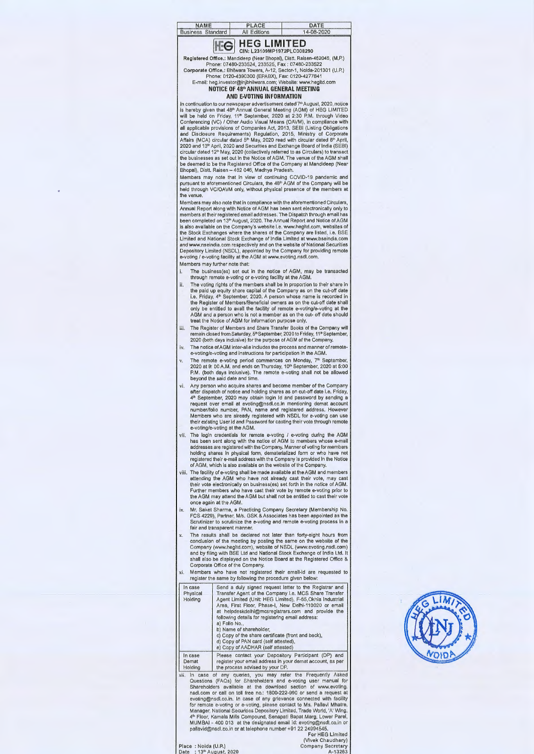| NAME | PLACE | DATE |
|---|---|---|
| Business Standard | All Editions | 14-08-2020 |

# HEG LIMITED

CIN: L23109MP1972PLC008290

**Registered Office.:** Mandideep (Near Bhopal), Distt. Raisen-462046, (M.P.)
Phone: 07480-233524, 233525, Fax : 07480-233522

**Corporate Office.:** Bhilwara Towers, A-12, Sector-1, Noida-201301 (U.P.)
Phone: 0120-4390300 (EPABX), Fax: 0120-4277841

E-mail: heg.investor@lnjbhilwara.com; Website: www.hegltd.com

## NOTICE OF 48th ANNUAL GENERAL MEETING AND E-VOTING INFORMATION

In continuation to our newspaper advertisement dated 7th August, 2020, notice is hereby given that 48th Annual General Meeting (AGM) of HEG LIMITED will be held on Friday, 11th September, 2020 at 2:30 P.M. through Video Conferencing (VC) / Other Audio Visual Means (OAVM), in compliance with all applicable provisions of Companies Act, 2013, SEBI (Listing Obligations and Disclosure Requirements) Regulation, 2015, Ministry of Corporate Affairs (MCA) circular dated 5th May, 2020 read with circular dated 8th April, 2020 and 13th April, 2020 and Securities and Exchange Board of India (SEBI) circular dated 12th May, 2020 (collectively referred to as Circulars) to transact the businesses as set out in the Notice of AGM. The venue of the AGM shall be deemed to be the Registered Office of the Company at Mandideep (Near Bhopal), Distt. Raisen – 462 046, Madhya Pradesh.

Members may note that in view of continuing COVID-19 pandemic and pursuant to aforementioned Circulars, the 48th AGM of the Company will be held through VC/OAVM only, without physical presence of the members at the venue.

Members may also note that in compliance with the aforementioned Circulars, Annual Report along with Notice of AGM has been sent electronically only to members at their registered email addresses. The Dispatch through email has been completed on 13th August, 2020. The Annual Report and Notice of AGM is also available on the Company's website i.e. www.hegltd.com, websites of the Stock Exchanges where the shares of the Company are listed, i.e. BSE Limited and National Stock Exchange of India Limited at www.bseindia.com and www.nseindia.com respectively and on the website of National Securities Depository Limited (NSDL), appointed by the Company for providing remote e-voting / e-voting facility at the AGM at www.evoting.nsdl.com.

Members may further note that:

i. The business(es) set out in the notice of AGM, may be transacted through remote e-voting or e-voting facility at the AGM.

ii. The voting rights of the members shall be in proportion to their share in the paid up equity share capital of the Company as on the cut-off date i.e. Friday, 4th September, 2020. A person whose name is recorded in the Register of Members/Beneficial owners as on the cut-off date shall only be entitled to avail the facility of remote e-voting/e-voting at the AGM and a person who is not a member as on the cut- off date should treat the Notice of AGM for information purpose only.

iii. The Register of Members and Share Transfer Books of the Company will remain closed from Saturday, 5th September, 2020 to Friday, 11th September, 2020 (both days inclusive) for the purpose of AGM of the Company.

iv. The notice of AGM inter-alia includes the process and manner of remote-e-voting/e-voting and instructions for participation in the AGM.

v. The remote e-voting period commences on Monday, 7th September, 2020 at 9: 00 A.M. and ends on Thursday, 10th September, 2020 at 5:00 P.M. (both days inclusive). The remote e-voting shall not be allowed beyond the said date and time.

vi. Any person who acquire shares and become member of the Company after dispatch of notice and holding shares as on cut-off date i.e. Friday, 4th September, 2020 may obtain login Id and password by sending a request over email at evoting@nsdl.co.in mentioning demat account number/folio number, PAN, name and registered address. However Members who are already registered with NSDL for e-voting can use their existing User Id and Password for casting their vote through remote e-voting/e-voting at the AGM.

vii. The login credentials for remote e-voting / e-voting during the AGM has been sent along with the notice of AGM to members whose e-mail addresses are registered with the Company. Manner of voting for members holding shares in physical form, dematerialized form or who have not registered their e-mail address with the Company is provided in the Notice of AGM, which is also available on the website of the Company.

viii. The facility of e-voting shall be made available at the AGM and members attending the AGM who have not already cast their vote, may cast their vote electronically on business(es) set forth in the notice of AGM. Further members who have cast their vote by remote e-voting prior to the AGM may attend the AGM but shall not be entitled to cast their vote once again at the AGM.

ix. Mr. Saket Sharma, a Practicing Company Secretary (Membership No. FCS 4229), Partner, M/s. GSK & Associates has been appointed as the Scrutinizer to scrutinize the e-voting and remote e-voting process in a fair and transparent manner.

x. The results shall be declared not later than forty-eight hours from conclusion of the meeting by posting the same on the website of the Company (www.hegltd.com), website of NSDL (www.evoting.nsdl.com) and by filing with BSE Ltd and National Stock Exchange of India Ltd. It shall also be displayed on the Notice Board at the Registered Office & Corporate Office of the Company.

xi. Members who have not registered their email-id are requested to register the same by following the procedure given below:

| | |
|---|---|
| In case Physical Holding | Send a duly signed request letter to the Registrar and Transfer Agent of the Company i.e. MCS Share Transfer Agent Limited (Unit: HEG Limited), F-65,Okhla Industrial Area, First Floor, Phase-I, New Delhi-110020 or email at helpdeskdelhi@mcsregistrars.com and provide the following details for registering email address:<br>a) Folio No.,<br>b) Name of shareholder,<br>c) Copy of the share certificate (front and back),<br>d) Copy of PAN card (self attested),<br>e) Copy of AADHAR (self attested) |
| In case Demat Holding | Please contact your Depository Participant (DP) and register your email address in your demat account, as per the process advised by your DP. |

xii. In case of any queries, you may refer the Frequently Asked Questions (FAQs) for Shareholders and e-voting user manual for Shareholders available at the download section of www.evoting.nsdl.com or call on toll free no.: 1800-222-990 or send a request at evoting@nsdl.co.in. In case of any grievance connected with facility for remote e-voting or e-voting, please contact to Ms. Pallavi Mhatre, Manager, National Securities Depository Limited, Trade World, 'A' Wing, 4th Floor, Kamala Mills Compound, Senapati Bapat Marg, Lower Parel, MUMBAI - 400 013 at the designated email id: evoting@nsdl.co.in or pallavid@nsdl.co.in or at telephone number +91 22 24994545.

For HEG Limited
(Vivek Chaudhary)
Company Secretary
A-13263

Place : Noida (U.P.)
Date : 13th August, 2020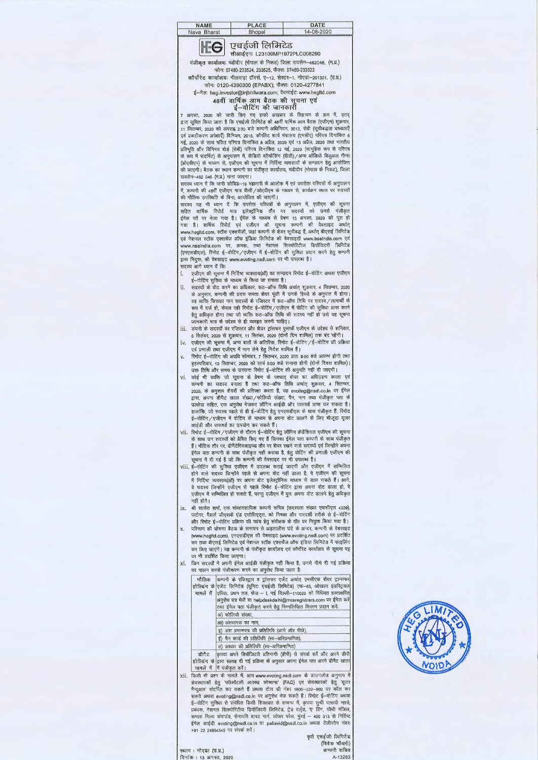| NAME | PLACE | DATE |
|---|---|---|
| Nava Bharat | Bhopal | 14-08-2020 |

# एचईजी लिमिटेड

**सीआईएनः L23109MP1972PLC008290**

पंजीकृत कार्यालयः मंडीदीप (भोपाल के निकट) जिला रायसेन–462046, (म.प्र.)
फोनः 07480-233524, 233525, फैक्सः 07480-233522

कॉर्पोरेट कार्यालयः भीलवाड़ा टॉवर्स, ए–12, सेक्टर–1, नोएडा–201301, (उ.प्र.)
फोनः 0120-4390300 (EPABX); फैक्सः 0120-4277841

ई–मेलः heg.investor@lnjbhilwara.com; वेबसाईटः www.hegltd.com

## 48वीं वार्षिक आम बैठक की सूचना एवं ई–वोटिंग की जानकारी

7 अगस्त, 2020 को जारी किए गए हमारे अखबार के विज्ञापन के क्रम में, एतद् द्वारा सूचित किया जाता है कि एचईजी लिमिटेड की 48वीं वार्षिक आम बैठक (एजीएम) शुक्रवार, 11 सितम्बर, 2020 को अपराह्न 2:30 बजे कम्पनी अधिनियम, 2013, सेबी (सूचीबद्धता बाध्यताएँ एवं प्रकटीकरण अपेक्षाएँ) विनियम, 2015, कॉरपोरेट कार्य मंत्रालय (एमसीए) परिपत्र दिनांकित 5 मई, 2020 के साथ पठित परिपत्र दिनांकित 8 अप्रैल, 2020 एवं 13 अप्रैल, 2020 तथा भारतीय प्रतिभूति और विनिमय बोर्ड (सेबी) परिपत्र दिनांकित 12 मई, 2020 (सामूहिक रूप से परिपत्र के रूप में संदर्भित) के अनुपालन में, वीडियो कॉन्फ्रेंसिंग (वीसी)/अन्य ऑडियो विजुअल मीन्स (ओएवीएम) के माध्यम से, एजीएम की सूचना में निर्दिष्ट व्यवसायों के सम्पादन हेतु आयोजित की जाएगी। बैठक का स्थान कम्पनी का पंजीकृत कार्यालय, मंडीदीप (भोपाल के निकट), जिला रायसेन–462 046 (म.प्र.) माना जाएगा।

सदस्य ध्यान दें कि जारी कोविड–19 महामारी के आलोक में एवं उपरोक्त परिपत्रों के अनुपालन में, कम्पनी की 48वीं एजीएम मात्र वीसी/ओएवीएम के माध्यम से, कार्यक्रम स्थल पर सदस्यों की भौतिक उपस्थिति के बिना, आयोजित की जाएगी।

सदस्य यह भी ध्यान दें कि उपरोक्त परिपत्रों के अनुपालन में, एजीएम की सूचना सहित वार्षिक रिपोर्ट मात्र इलेक्ट्रॉनिक तौर पर सदस्यों को उनके पंजीकृत ईमेल पते पर भेजा गया है। ईमेल के माध्यम से प्रेषण 13 अगस्त, 2020 को पूरा हो गया है। वार्षिक रिपोर्ट एवं एजीएम की सूचना कम्पनी की वेबसाइट अर्थात् www.hegltd.com, स्टॉक एक्सचेंजों, जहां कम्पनी के शेयर सूचीबद्ध हैं, अर्थात् बीएसई लिमिटेड एवं नेशनल स्टॉक एक्सचेंज ऑफ इंडिया लिमिटेड की वेबसाइटों www.bseindia.com एवं www.nseindia.com पर, क्रमशः, तथा नेशनल सिक्योरिटीज डिपॉजिटरी लिमिटेड (एनएसडीएल), रिमोट ई–वोटिंग/एजीएम में ई–वोटिंग की सुविधा प्रदान करने हेतु कम्पनी द्वारा नियुक्त, की वेबसाइट www.evoting.nsdl.com पर भी उपलब्ध है।

सदस्य आगे ध्यान दें किः

i. एजीएम की सूचना में निर्दिष्ट व्यवसाय(ओं) का सम्पादन रिमोट ई–वोटिंग अथवा एजीएम ई–वोटिंग सुविधा के माध्यम से किया जा सकता है।

ii. सदस्यों के वोट करने का अधिकार, कट–ऑफ तिथि अर्थात् शुक्रवार, 4 सितम्बर, 2020 के अनुसार, कम्पनी की प्रदत्त समता शेयर पूंजी में उनके हिस्से के अनुपात में होगा। वह व्यक्ति जिसका नाम सदस्यों के रजिस्टर में कट–ऑफ तिथि पर सदस्य/लाभार्थी के रूप में दर्ज हो, केवल वही रिमोट ई–वोटिंग/एजीएम में वोटिंग की सुविधा प्राप्त करने हेतु अधिकृत होगा तथा जो व्यक्ति कट–ऑफ तिथि को सदस्य नहीं हो उसे यह सूचना जानकारी मात्र के उद्देश्य से ही व्यवहृत करनी चाहिए।

iii. कंपनी के सदस्यों का रजिस्टर और शेयर ट्रांसफर पुस्तकें एजीएम के उद्देश्य से शनिवार, 5 सितंबर, 2020 से शुक्रवार, 11 सितंबर, 2020 (दोनों दिन शामिल) तक बंद रहेंगी।

iv. एजीएम की सूचना में, अन्य बातों के अतिरिक्त, रिमोट ई–वोटिंग/ई–वोटिंग की प्रक्रिया एवं प्रणाली तथा एजीएम में भाग लेने हेतु निर्देश शामिल हैं।

v. रिमोट ई–वोटिंग की अवधि सोमवार, 7 सितम्बर, 2020 प्रातः 9:00 बजे आरम्भ होगी तथा बृहस्पतिवार, 10 सितम्बर, 2020 को सायं 5:00 बजे समाप्त होगी (दोनों दिवस शामिल)। उक्त तिथि और समय के उपरान्त रिमोट ई–वोटिंग की अनुमति नहीं दी जाएगी।

vi. कोई भी व्यक्ति जो सूचना के प्रेषण के पश्चात् शेयर का अधिग्रहण करता एवं कम्पनी का सदस्य बनाता है तथा कट–ऑफ तिथि अर्थात् शुक्रवार, 4 सितम्बर, 2020, के अनुसार शेयरों की प्रतिरक्षा करता है, वह evoting@nsdl.co.in पर ईमेल द्वारा, अपना डीमैट खाता संख्या/फोलियो संख्या, पैन, नाम तथा पंजीकृत पता के उल्लेख सहित, एक अनुरोध भेजकर लॉगिन आईडी और पासवर्ड प्राप्त कर सकता है। हालांकि, जो सदस्य पहले से ही ई–वोटिंग हेतु एनएसडीएल के साथ पंजीकृत हैं, रिमोट ई–वोटिंग/एजीएम में वोटिंग के माध्यम से अपना वोट डालने के लिए मौजूदा यूजर आईडी और पासवर्ड का उपयोग कर सकते हैं।

vii. रिमोट ई–वोटिंग/एजीएम के दौरान ई–वोटिंग हेतु लॉगिन क्रेडेंशियल एजीएम की सूचना के साथ उन सदस्यों को प्रेषित किए गए हैं जिनका ईमेल पता कम्पनी के साथ पंजीकृत है। भौतिक तौर पर, डीमैटेरियलाइज्ड तौर पर शेयर रखने वाले सदस्यों एवं जिन्होंने अपना ईमेल पता कम्पनी के साथ पंजीकृत नहीं कराया है, हेतु वोटिंग की प्रणाली एजीएम की सूचना में दी गई है जो कि कम्पनी की वेबसाइट पर भी उपलब्ध है।

viii. ई–वोटिंग की सुविधा एजीएम में उपलब्ध कराई जाएगी और एजीएम में सम्मिलित होने वाले सदस्य जिन्होंने पहले से अपना वोट नहीं डाला है, वे एजीएम की सूचना में निर्दिष्ट व्यवसाय(ओं) पर अपना वोट इलेक्ट्रॉनिक माध्यम से डाल सकते हैं। आगे, वे सदस्य जिन्होंने एजीएम से पहले रिमोट ई–वोटिंग द्वारा अपना वोट डाला हो, वे एजीएम में सम्मिलित हो सकते हैं, परन्तु एजीएम में पुनः अपना वोट डालने हेतु अधिकृत नहीं होंगे।

ix. श्री साकेत शर्मा, एक व्यावसायिक कम्पनी सचिव (सदस्यता संख्या एफसीएस 4229), पार्टनर, मैसर्स जीएसके एंड एसोसिएट्स, को निष्पक्ष और पारदर्शी तरीके से ई–वोटिंग और रिमोट ई–वोटिंग प्रक्रिया की जांच हेतु संवीक्षक के तौर पर नियुक्त किया गया है।

x. परिणाम की घोषणा बैठक के समापन से अड़तालीस घंटे के अन्दर, कम्पनी के वेबसाइट (www.hegltd.com), एनएसडीएल की वेबसाइट (www.evoting.nsdl.com) पर प्रदर्शित कर तथा बीएसई लिमिटेड एवं नेशनल स्टॉक एक्सचेंज ऑफ इंडिया लिमिटेड में फाइलिंग कर किए जाएंगे। यह कम्पनी के पंजीकृत कार्यालय एवं कॉर्पोरेट कार्यालय के सूचना पट्ट पर भी प्रदर्शित किया जाएगा।

xi. जिन सदस्यों ने अपनी ईमेल आईडी पंजीकृत नहीं किया है, उनसे नीचे दी गई प्रक्रिया का पालन करके पंजीकरण करने का अनुरोध किया जाता हैः

| | |
|---|---|
| भौतिक होल्डिंग के मामले में | कम्पनी के रजिस्ट्रार व ट्रांसफर एजेंट अर्थात् एमसीएस शेयर ट्रान्सफर एजेंट लिमिटेड (यूनिटः एचईजी लिमिटेड) एफ–65, ओखला इंडस्ट्रियल एरिया, प्रथम तल, फेज – I, नई दिल्ली–110020 को विधिवत हस्ताक्षरित अनुरोध पत्र भेजें या helpdeskdelhi@mcsregistrars.com पर ईमेल करें तथा ईमेल पता पंजीकृत करने हेतु निम्नलिखित विवरण प्रदान करेंः<br>अ) फोलियो संख्या,<br>आ) अंशधारक का नाम,<br>इ) अंश प्रमाणपत्र की प्रतिलिपि (आगे और पीछे),<br>ई) पैन कार्ड की प्रतिलिपि (स्व–अभिप्रमाणित),<br>उ) आधार की प्रतिलिपि (स्व–अभिप्रमाणित) |
| डीमैट होल्डिंग के मामले में | कृपया अपने डिपॉजिटरी प्रतिभागी (डीपी) से संपर्क करें और अपने डीपी द्वारा सलाह दी गई प्रक्रिया के अनुसार अपना ईमेल पता अपने डीमैट खाता में पंजीकृत करें। |

xii. किसी भी प्रश्न के मामले में, आप www.evoting.nsdl.com के डाउनलोड अनुभाग में शेयरधारकों हेतु 'फ्रीक्वेंटली आस्क्ड क्वेश्चन्स' (FAQ) एवं शेयरधारकों हेतु 'यूजर मैन्युअल' संदर्भित कर सकते हैं अथवा टोल फ्री नंबर 1800–222–990 पर कॉल कर सकते अथवा evoting@nsdl.co.in पर अनुरोध भेज सकते हैं। रिमोट ई–वोटिंग अथवा ई–वोटिंग सुविधा से संबंधित किसी शिकायत के सम्बन्ध में, कृपया सुश्री पल्लवी म्हात्रे, प्रबंधक, नेशनल सिक्योरिटीज डिपॉजिटरी लिमिटेड, ट्रेड वर्ल्ड, 'ए' विंग, चौथी मंजिल, कमला मिल्स कंपाउंड, सेनापति बापट मार्ग, लोअर परेल, मुंबई – 400 013 से निर्दिष्ट ईमेल आईडी evoting@nsdl.co.in या pallavid@nsdl.co.in अथवा टेलीफोन नंबरः +91 22 24994545 पर संपर्क करें।

कृते एचईजी लिमिटेड
(विवेक चौधरी)
कम्पनी सचिव
A-13263

स्थान : नोएडा (उ.प्र.)
दिनांक : 13 अगस्त, 2020